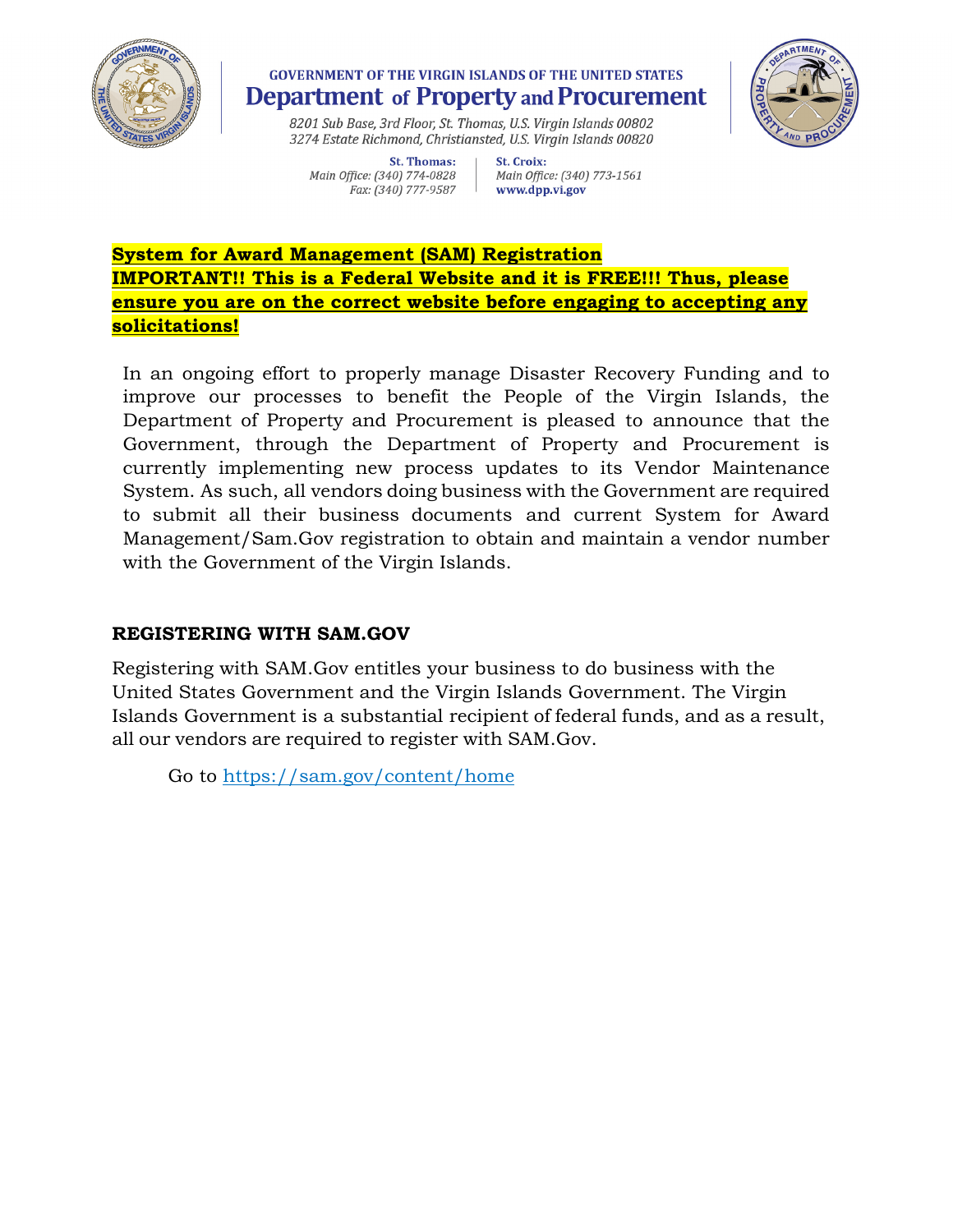GOVERNMENT OF THE VIRGIN ISLANDS OF THE UNITED STATES

# Department of Property and Procurement

*8201 Sub Base, 3rd Floor, St. Thomas, U.S. Virgin Islands 00802*
*3274 Estate Richmond, Christiansted, U.S. Virgin Islands 00820*

**St. Thomas:**
*Main Office: (340) 774-0828*
*Fax: (340) 777-9587*

**St. Croix:**
*Main Office: (340) 773-1561*
**www.dpp.vi.gov**

**System for Award Management (SAM) Registration**
**IMPORTANT!! This is a Federal Website and it is FREE!!! Thus, please ensure you are on the correct website before engaging to accepting any solicitations!**

In an ongoing effort to properly manage Disaster Recovery Funding and to improve our processes to benefit the People of the Virgin Islands, the Department of Property and Procurement is pleased to announce that the Government, through the Department of Property and Procurement is currently implementing new process updates to its Vendor Maintenance System. As such, all vendors doing business with the Government are required to submit all their business documents and current System for Award Management/Sam.Gov registration to obtain and maintain a vendor number with the Government of the Virgin Islands.

## REGISTERING WITH SAM.GOV

Registering with SAM.Gov entitles your business to do business with the United States Government and the Virgin Islands Government. The Virgin Islands Government is a substantial recipient of federal funds, and as a result, all our vendors are required to register with SAM.Gov.

Go to https://sam.gov/content/home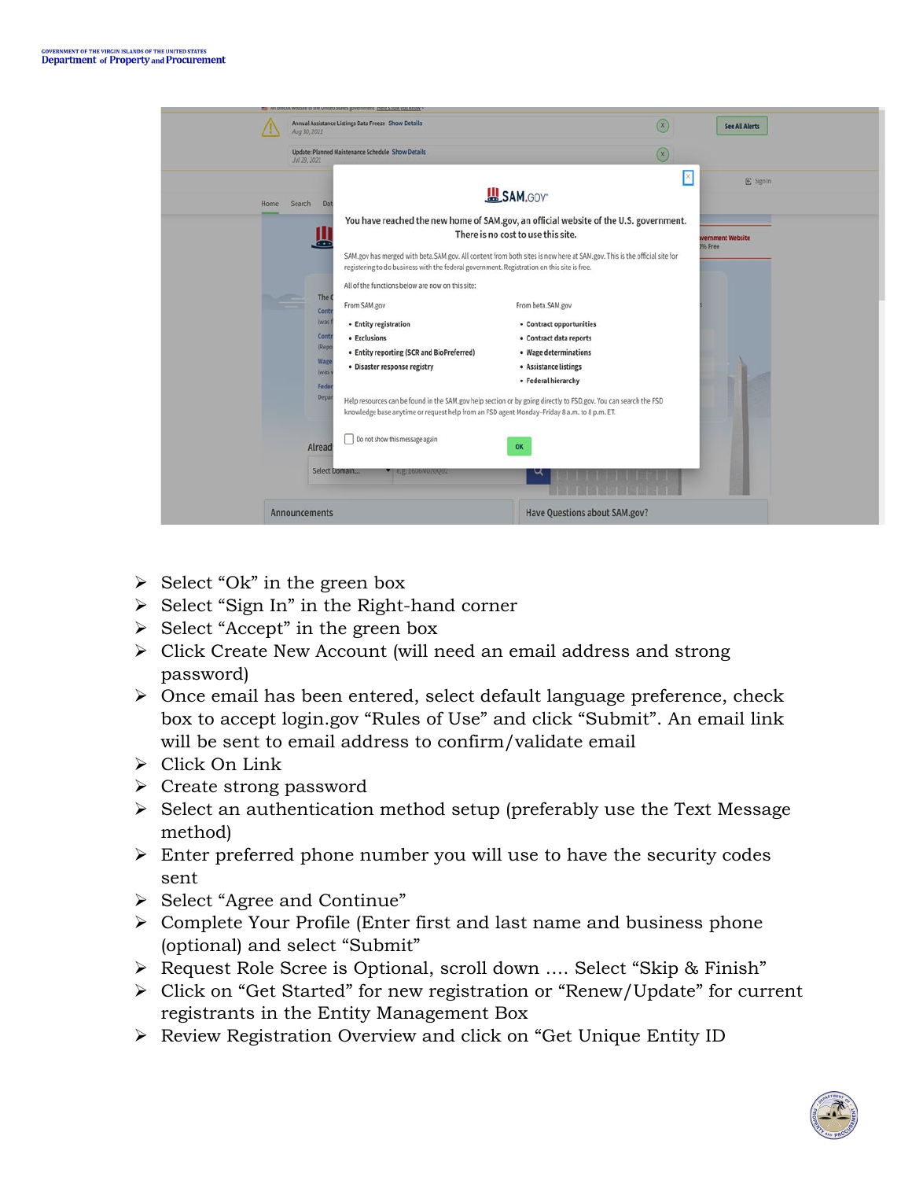- Select "Ok" in the green box
- Select "Sign In" in the Right-hand corner
- Select "Accept" in the green box
- Click Create New Account (will need an email address and strong password)
- Once email has been entered, select default language preference, check box to accept login.gov "Rules of Use" and click "Submit". An email link will be sent to email address to confirm/validate email
- Click On Link
- Create strong password
- Select an authentication method setup (preferably use the Text Message method)
- Enter preferred phone number you will use to have the security codes sent
- Select "Agree and Continue"
- Complete Your Profile (Enter first and last name and business phone (optional) and select "Submit"
- Request Role Scree is Optional, scroll down …. Select "Skip & Finish"
- Click on "Get Started" for new registration or "Renew/Update" for current registrants in the Entity Management Box
- Review Registration Overview and click on "Get Unique Entity ID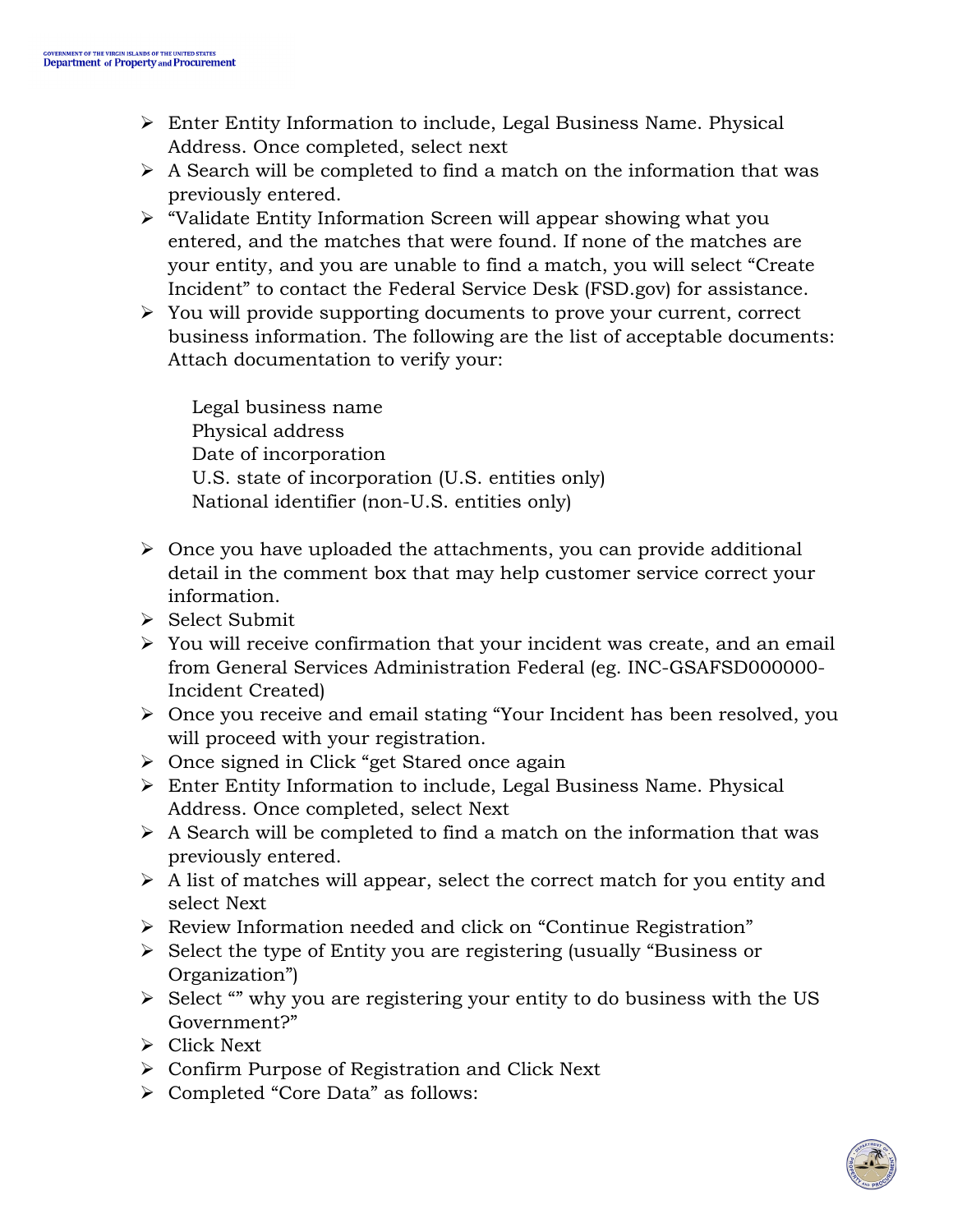- Enter Entity Information to include, Legal Business Name. Physical Address. Once completed, select next
- A Search will be completed to find a match on the information that was previously entered.
- "Validate Entity Information Screen will appear showing what you entered, and the matches that were found. If none of the matches are your entity, and you are unable to find a match, you will select "Create Incident" to contact the Federal Service Desk (FSD.gov) for assistance.
- You will provide supporting documents to prove your current, correct business information. The following are the list of acceptable documents: Attach documentation to verify your:

  Legal business name
  Physical address
  Date of incorporation
  U.S. state of incorporation (U.S. entities only)
  National identifier (non-U.S. entities only)

- Once you have uploaded the attachments, you can provide additional detail in the comment box that may help customer service correct your information.
- Select Submit
- You will receive confirmation that your incident was create, and an email from General Services Administration Federal (eg. INC-GSAFSD000000-Incident Created)
- Once you receive and email stating "Your Incident has been resolved, you will proceed with your registration.
- Once signed in Click "get Stared once again
- Enter Entity Information to include, Legal Business Name. Physical Address. Once completed, select Next
- A Search will be completed to find a match on the information that was previously entered.
- A list of matches will appear, select the correct match for you entity and select Next
- Review Information needed and click on "Continue Registration"
- Select the type of Entity you are registering (usually "Business or Organization")
- Select "" why you are registering your entity to do business with the US Government?"
- Click Next
- Confirm Purpose of Registration and Click Next
- Completed "Core Data" as follows: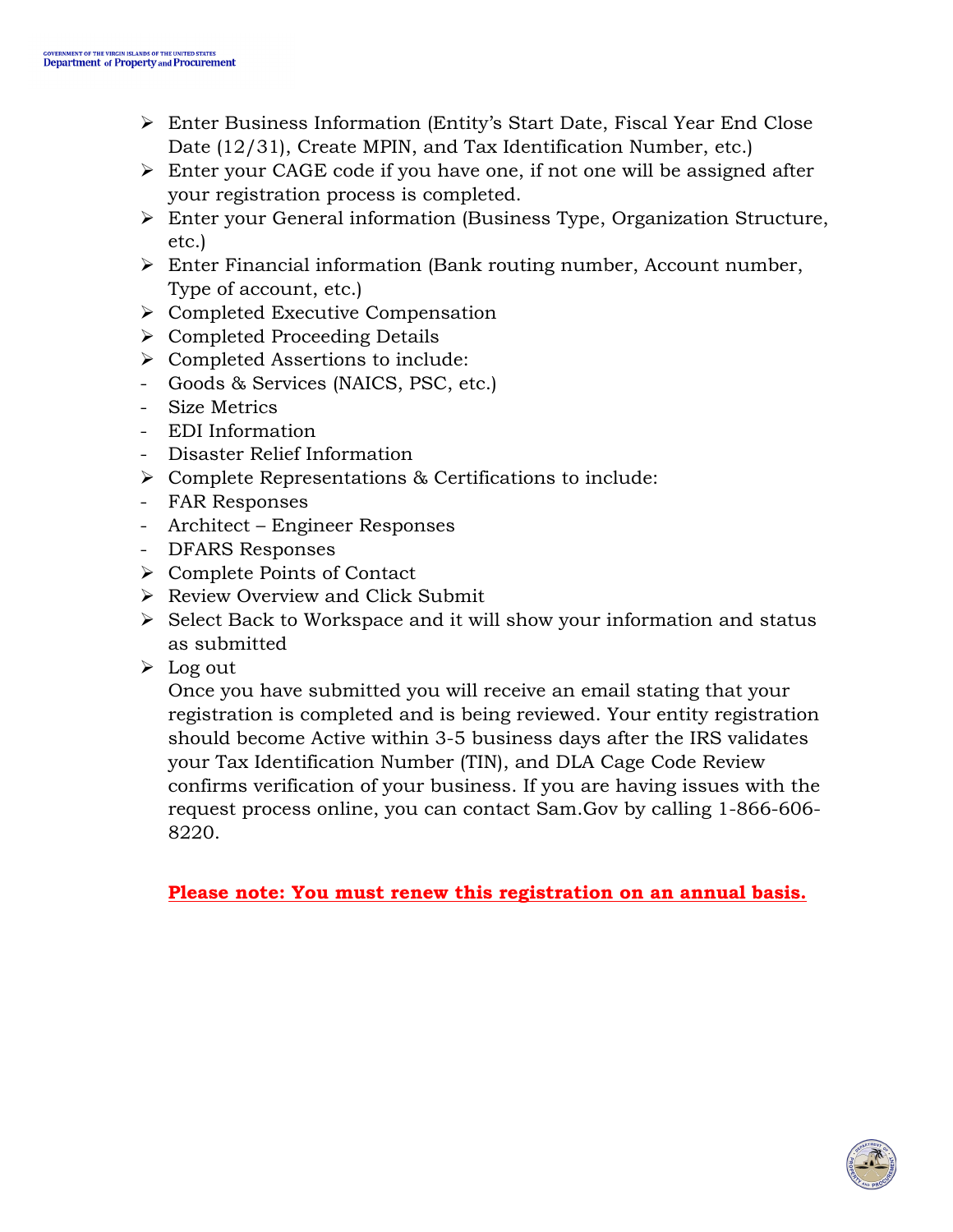- Enter Business Information (Entity's Start Date, Fiscal Year End Close Date (12/31), Create MPIN, and Tax Identification Number, etc.)
- Enter your CAGE code if you have one, if not one will be assigned after your registration process is completed.
- Enter your General information (Business Type, Organization Structure, etc.)
- Enter Financial information (Bank routing number, Account number, Type of account, etc.)
- Completed Executive Compensation
- Completed Proceeding Details
- Completed Assertions to include:
  - Goods & Services (NAICS, PSC, etc.)
  - Size Metrics
  - EDI Information
  - Disaster Relief Information
- Complete Representations & Certifications to include:
  - FAR Responses
  - Architect – Engineer Responses
  - DFARS Responses
- Complete Points of Contact
- Review Overview and Click Submit
- Select Back to Workspace and it will show your information and status as submitted
- Log out

  Once you have submitted you will receive an email stating that your registration is completed and is being reviewed. Your entity registration should become Active within 3-5 business days after the IRS validates your Tax Identification Number (TIN), and DLA Cage Code Review confirms verification of your business. If you are having issues with the request process online, you can contact Sam.Gov by calling 1-866-606-8220.

**Please note: You must renew this registration on an annual basis.**